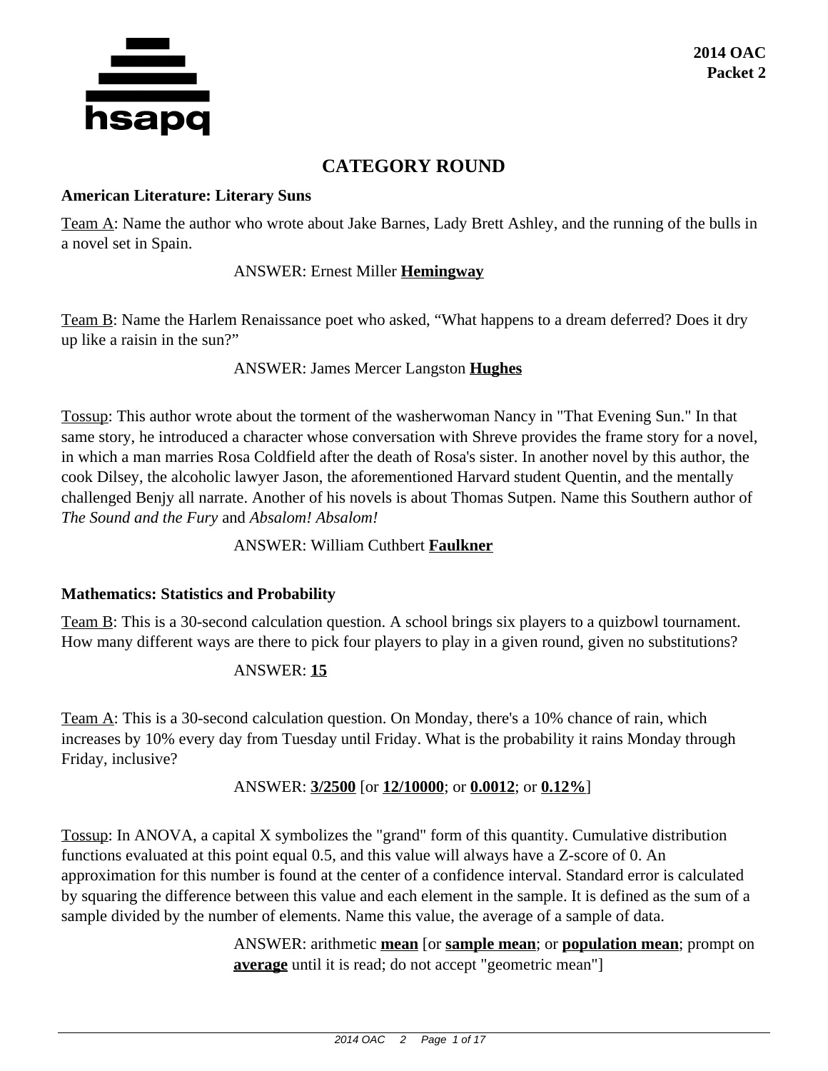**2014 OAC**
**Packet 2**

# CATEGORY ROUND

### American Literature: Literary Suns

Team A: Name the author who wrote about Jake Barnes, Lady Brett Ashley, and the running of the bulls in a novel set in Spain.

ANSWER: Ernest Miller **Hemingway**

Team B: Name the Harlem Renaissance poet who asked, "What happens to a dream deferred? Does it dry up like a raisin in the sun?"

ANSWER: James Mercer Langston **Hughes**

Tossup: This author wrote about the torment of the washerwoman Nancy in "That Evening Sun." In that same story, he introduced a character whose conversation with Shreve provides the frame story for a novel, in which a man marries Rosa Coldfield after the death of Rosa's sister. In another novel by this author, the cook Dilsey, the alcoholic lawyer Jason, the aforementioned Harvard student Quentin, and the mentally challenged Benjy all narrate. Another of his novels is about Thomas Sutpen. Name this Southern author of *The Sound and the Fury* and *Absalom! Absalom!*

ANSWER: William Cuthbert **Faulkner**

### Mathematics: Statistics and Probability

Team B: This is a 30-second calculation question. A school brings six players to a quizbowl tournament. How many different ways are there to pick four players to play in a given round, given no substitutions?

ANSWER: **15**

Team A: This is a 30-second calculation question. On Monday, there's a 10% chance of rain, which increases by 10% every day from Tuesday until Friday. What is the probability it rains Monday through Friday, inclusive?

ANSWER: **3/2500** [or **12/10000**; or **0.0012**; or **0.12%**]

Tossup: In ANOVA, a capital X symbolizes the "grand" form of this quantity. Cumulative distribution functions evaluated at this point equal 0.5, and this value will always have a Z-score of 0. An approximation for this number is found at the center of a confidence interval. Standard error is calculated by squaring the difference between this value and each element in the sample. It is defined as the sum of a sample divided by the number of elements. Name this value, the average of a sample of data.

ANSWER: arithmetic **mean** [or **sample mean**; or **population mean**; prompt on **average** until it is read; do not accept "geometric mean"]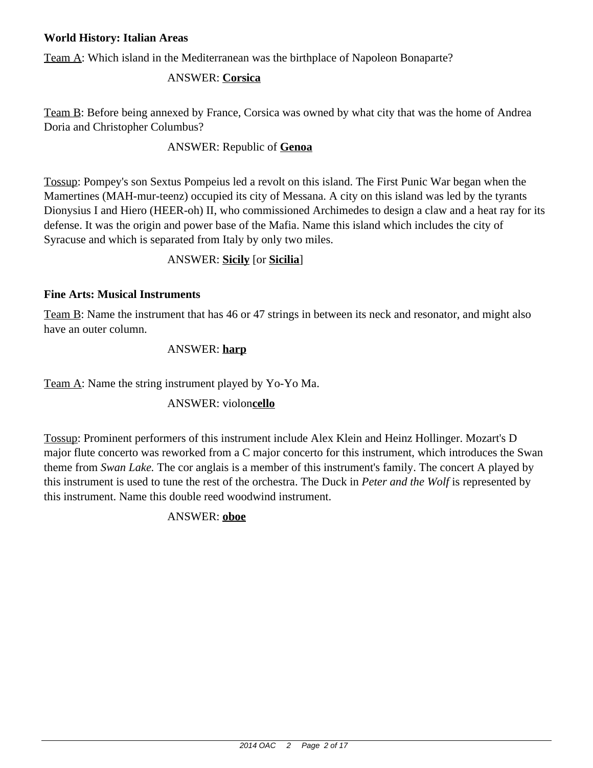### World History: Italian Areas

Team A: Which island in the Mediterranean was the birthplace of Napoleon Bonaparte?

ANSWER: **Corsica**

Team B: Before being annexed by France, Corsica was owned by what city that was the home of Andrea Doria and Christopher Columbus?

ANSWER: Republic of **Genoa**

Tossup: Pompey's son Sextus Pompeius led a revolt on this island. The First Punic War began when the Mamertines (MAH-mur-teenz) occupied its city of Messana. A city on this island was led by the tyrants Dionysius I and Hiero (HEER-oh) II, who commissioned Archimedes to design a claw and a heat ray for its defense. It was the origin and power base of the Mafia. Name this island which includes the city of Syracuse and which is separated from Italy by only two miles.

ANSWER: **Sicily** [or **Sicilia**]

### Fine Arts: Musical Instruments

Team B: Name the instrument that has 46 or 47 strings in between its neck and resonator, and might also have an outer column.

ANSWER: **harp**

Team A: Name the string instrument played by Yo-Yo Ma.

ANSWER: violon**cello**

Tossup: Prominent performers of this instrument include Alex Klein and Heinz Hollinger. Mozart's D major flute concerto was reworked from a C major concerto for this instrument, which introduces the Swan theme from *Swan Lake.* The cor anglais is a member of this instrument's family. The concert A played by this instrument is used to tune the rest of the orchestra. The Duck in *Peter and the Wolf* is represented by this instrument. Name this double reed woodwind instrument.

ANSWER: **oboe**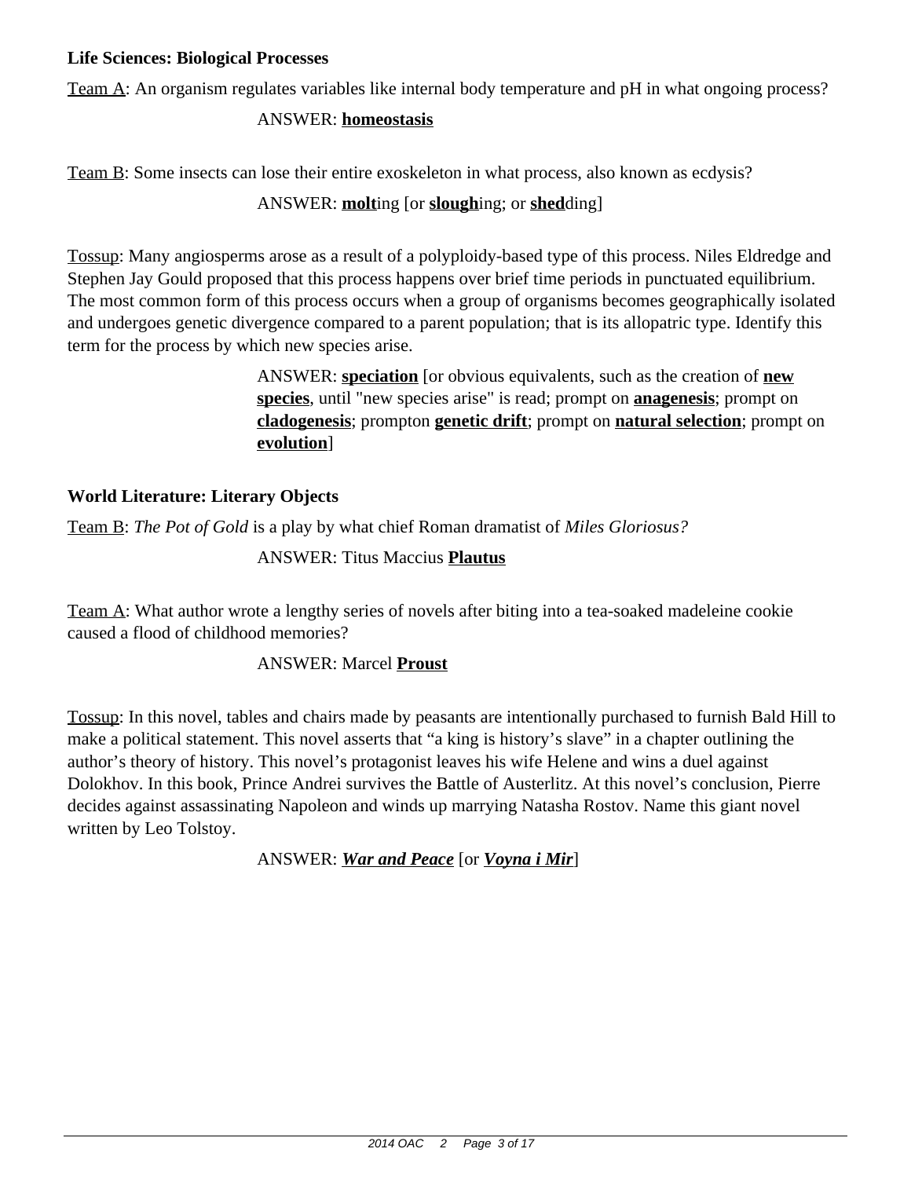**Life Sciences: Biological Processes**

Team A: An organism regulates variables like internal body temperature and pH in what ongoing process?

ANSWER: **homeostasis**

Team B: Some insects can lose their entire exoskeleton in what process, also known as ecdysis?

ANSWER: **molt**ing [or **slough**ing; or **shed**ding]

Tossup: Many angiosperms arose as a result of a polyploidy-based type of this process. Niles Eldredge and Stephen Jay Gould proposed that this process happens over brief time periods in punctuated equilibrium. The most common form of this process occurs when a group of organisms becomes geographically isolated and undergoes genetic divergence compared to a parent population; that is its allopatric type. Identify this term for the process by which new species arise.

ANSWER: **speciation** [or obvious equivalents, such as the creation of **new species**, until "new species arise" is read; prompt on **anagenesis**; prompt on **cladogenesis**; prompton **genetic drift**; prompt on **natural selection**; prompt on **evolution**]

**World Literature: Literary Objects**

Team B: *The Pot of Gold* is a play by what chief Roman dramatist of *Miles Gloriosus?*

ANSWER: Titus Maccius **Plautus**

Team A: What author wrote a lengthy series of novels after biting into a tea-soaked madeleine cookie caused a flood of childhood memories?

ANSWER: Marcel **Proust**

Tossup: In this novel, tables and chairs made by peasants are intentionally purchased to furnish Bald Hill to make a political statement. This novel asserts that "a king is history's slave" in a chapter outlining the author's theory of history. This novel's protagonist leaves his wife Helene and wins a duel against Dolokhov. In this book, Prince Andrei survives the Battle of Austerlitz. At this novel's conclusion, Pierre decides against assassinating Napoleon and winds up marrying Natasha Rostov. Name this giant novel written by Leo Tolstoy.

ANSWER: ***War and Peace*** [or ***Voyna i Mir***]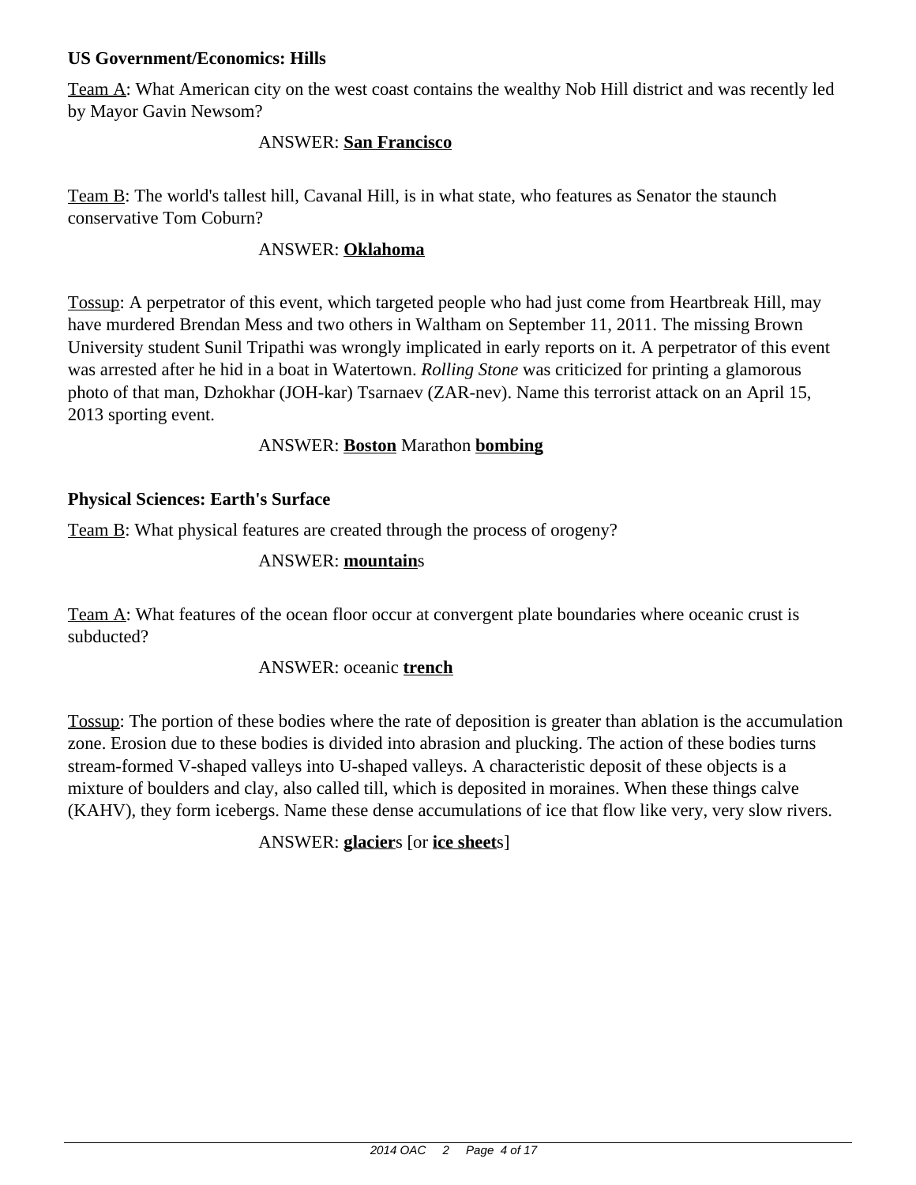**US Government/Economics: Hills**

Team A: What American city on the west coast contains the wealthy Nob Hill district and was recently led by Mayor Gavin Newsom?

ANSWER: **San Francisco**

Team B: The world's tallest hill, Cavanal Hill, is in what state, who features as Senator the staunch conservative Tom Coburn?

ANSWER: **Oklahoma**

Tossup: A perpetrator of this event, which targeted people who had just come from Heartbreak Hill, may have murdered Brendan Mess and two others in Waltham on September 11, 2011. The missing Brown University student Sunil Tripathi was wrongly implicated in early reports on it. A perpetrator of this event was arrested after he hid in a boat in Watertown. *Rolling Stone* was criticized for printing a glamorous photo of that man, Dzhokhar (JOH-kar) Tsarnaev (ZAR-nev). Name this terrorist attack on an April 15, 2013 sporting event.

ANSWER: **Boston** Marathon **bombing**

**Physical Sciences: Earth's Surface**

Team B: What physical features are created through the process of orogeny?

ANSWER: **mountain**s

Team A: What features of the ocean floor occur at convergent plate boundaries where oceanic crust is subducted?

ANSWER: oceanic **trench**

Tossup: The portion of these bodies where the rate of deposition is greater than ablation is the accumulation zone. Erosion due to these bodies is divided into abrasion and plucking. The action of these bodies turns stream-formed V-shaped valleys into U-shaped valleys. A characteristic deposit of these objects is a mixture of boulders and clay, also called till, which is deposited in moraines. When these things calve (KAHV), they form icebergs. Name these dense accumulations of ice that flow like very, very slow rivers.

ANSWER: **glacier**s [or **ice sheet**s]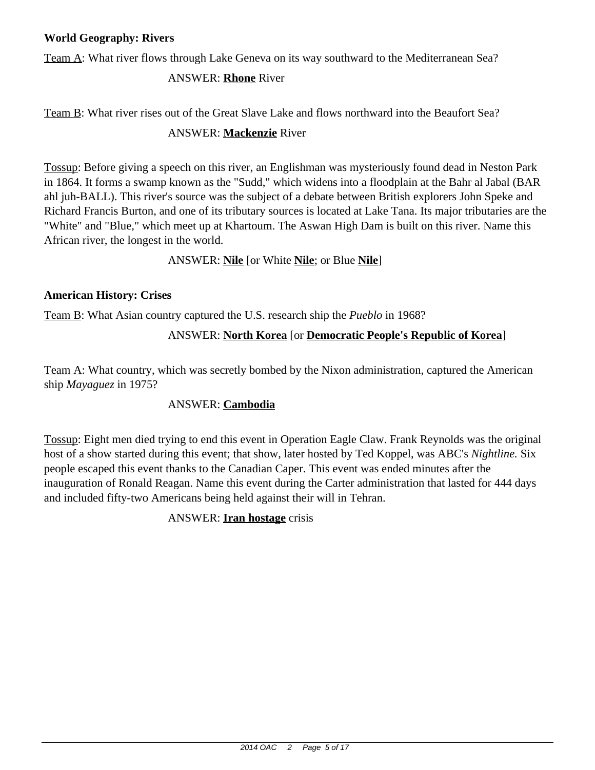**World Geography: Rivers**

Team A: What river flows through Lake Geneva on its way southward to the Mediterranean Sea?

ANSWER: **Rhone** River

Team B: What river rises out of the Great Slave Lake and flows northward into the Beaufort Sea?

ANSWER: **Mackenzie** River

Tossup: Before giving a speech on this river, an Englishman was mysteriously found dead in Neston Park in 1864. It forms a swamp known as the "Sudd," which widens into a floodplain at the Bahr al Jabal (BAR ahl juh-BALL). This river's source was the subject of a debate between British explorers John Speke and Richard Francis Burton, and one of its tributary sources is located at Lake Tana. Its major tributaries are the "White" and "Blue," which meet up at Khartoum. The Aswan High Dam is built on this river. Name this African river, the longest in the world.

ANSWER: **Nile** [or White **Nile**; or Blue **Nile**]

**American History: Crises**

Team B: What Asian country captured the U.S. research ship the *Pueblo* in 1968?

ANSWER: **North Korea** [or **Democratic People's Republic of Korea**]

Team A: What country, which was secretly bombed by the Nixon administration, captured the American ship *Mayaguez* in 1975?

ANSWER: **Cambodia**

Tossup: Eight men died trying to end this event in Operation Eagle Claw. Frank Reynolds was the original host of a show started during this event; that show, later hosted by Ted Koppel, was ABC's *Nightline.* Six people escaped this event thanks to the Canadian Caper. This event was ended minutes after the inauguration of Ronald Reagan. Name this event during the Carter administration that lasted for 444 days and included fifty-two Americans being held against their will in Tehran.

ANSWER: **Iran hostage** crisis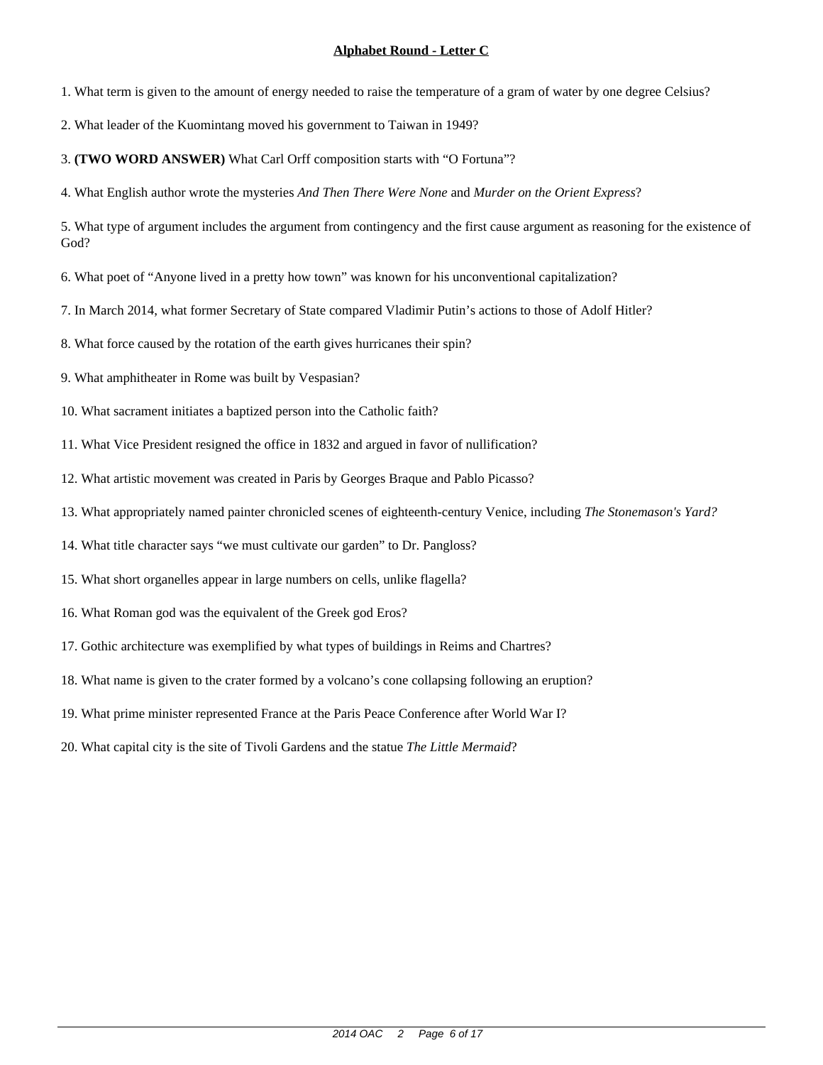**Alphabet Round - Letter C**

1. What term is given to the amount of energy needed to raise the temperature of a gram of water by one degree Celsius?

2. What leader of the Kuomintang moved his government to Taiwan in 1949?

3. **(TWO WORD ANSWER)** What Carl Orff composition starts with “O Fortuna”?

4. What English author wrote the mysteries *And Then There Were None* and *Murder on the Orient Express*?

5. What type of argument includes the argument from contingency and the first cause argument as reasoning for the existence of God?

6. What poet of “Anyone lived in a pretty how town” was known for his unconventional capitalization?

7. In March 2014, what former Secretary of State compared Vladimir Putin’s actions to those of Adolf Hitler?

8. What force caused by the rotation of the earth gives hurricanes their spin?

9. What amphitheater in Rome was built by Vespasian?

10. What sacrament initiates a baptized person into the Catholic faith?

11. What Vice President resigned the office in 1832 and argued in favor of nullification?

12. What artistic movement was created in Paris by Georges Braque and Pablo Picasso?

13. What appropriately named painter chronicled scenes of eighteenth-century Venice, including *The Stonemason's Yard?*

14. What title character says “we must cultivate our garden” to Dr. Pangloss?

15. What short organelles appear in large numbers on cells, unlike flagella?

16. What Roman god was the equivalent of the Greek god Eros?

17. Gothic architecture was exemplified by what types of buildings in Reims and Chartres?

18. What name is given to the crater formed by a volcano’s cone collapsing following an eruption?

19. What prime minister represented France at the Paris Peace Conference after World War I?

20. What capital city is the site of Tivoli Gardens and the statue *The Little Mermaid*?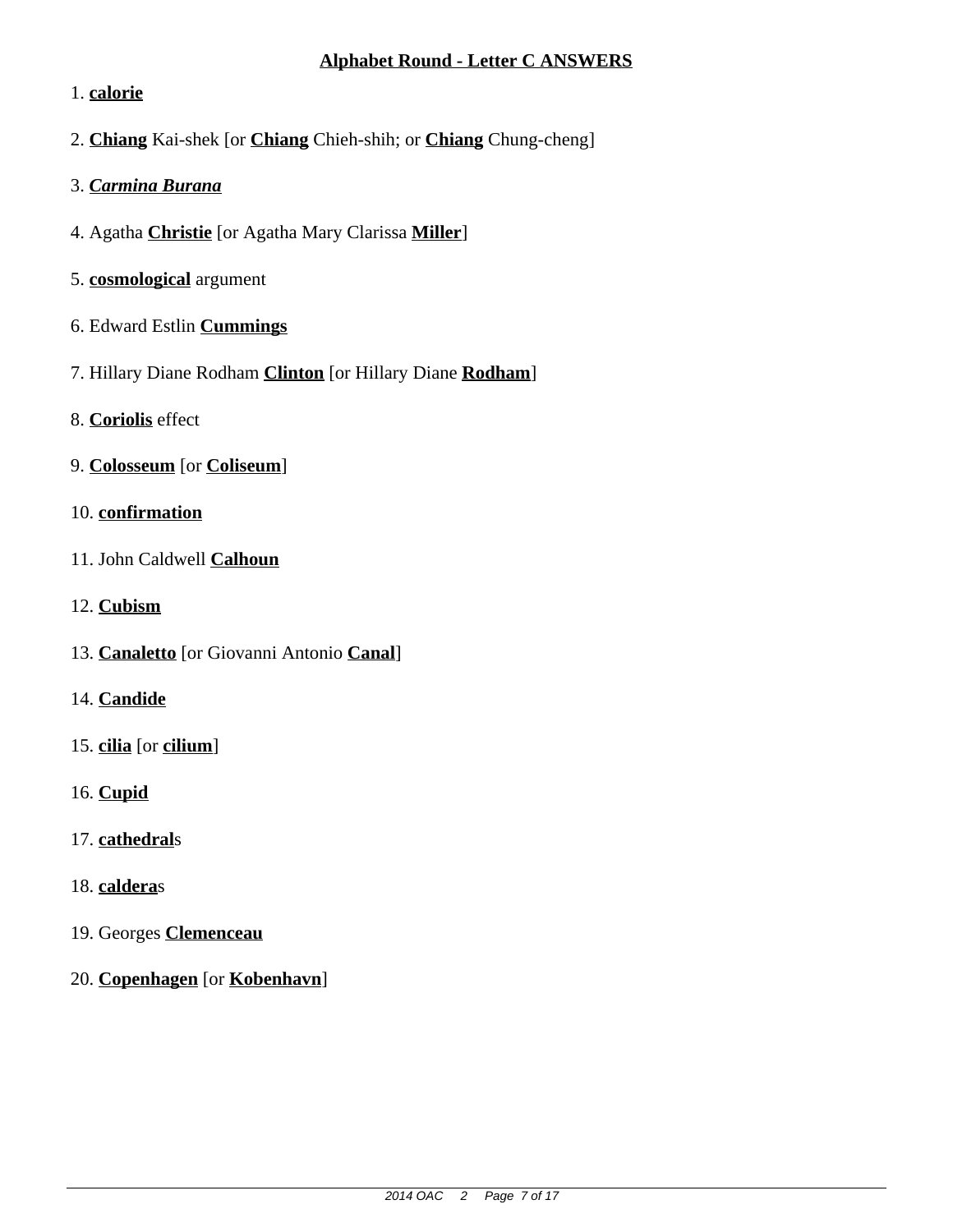## Alphabet Round - Letter C ANSWERS

1. **calorie**

2. **Chiang** Kai-shek [or **Chiang** Chieh-shih; or **Chiang** Chung-cheng]

3. ***Carmina Burana***

4. Agatha **Christie** [or Agatha Mary Clarissa **Miller**]

5. **cosmological** argument

6. Edward Estlin **Cummings**

7. Hillary Diane Rodham **Clinton** [or Hillary Diane **Rodham**]

8. **Coriolis** effect

9. **Colosseum** [or **Coliseum**]

10. **confirmation**

11. John Caldwell **Calhoun**

12. **Cubism**

13. **Canaletto** [or Giovanni Antonio **Canal**]

14. **Candide**

15. **cilia** [or **cilium**]

16. **Cupid**

17. **cathedral**s

18. **caldera**s

19. Georges **Clemenceau**

20. **Copenhagen** [or **Kobenhavn**]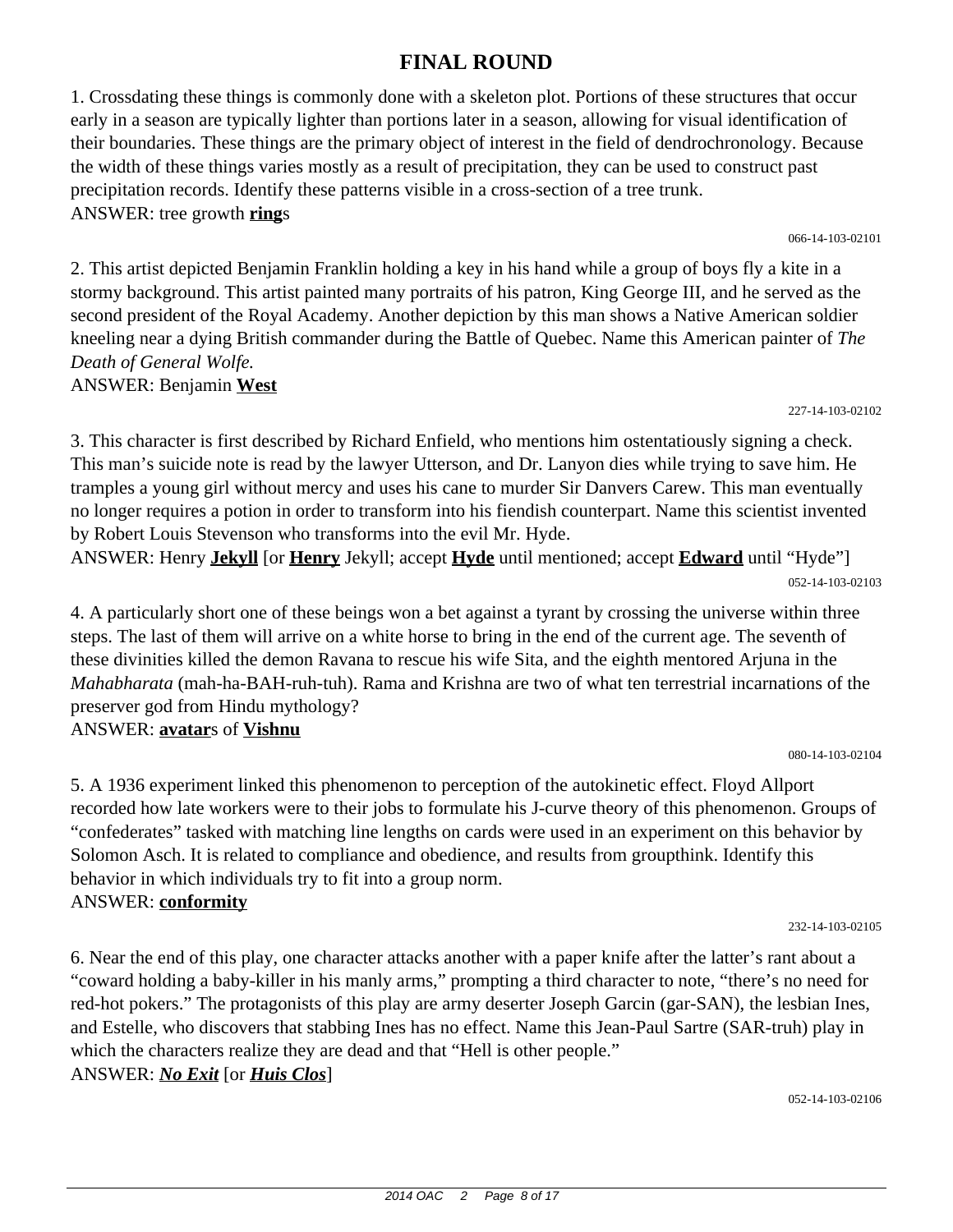# FINAL ROUND

1. Crossdating these things is commonly done with a skeleton plot. Portions of these structures that occur early in a season are typically lighter than portions later in a season, allowing for visual identification of their boundaries. These things are the primary object of interest in the field of dendrochronology. Because the width of these things varies mostly as a result of precipitation, they can be used to construct past precipitation records. Identify these patterns visible in a cross-section of a tree trunk.
ANSWER: tree growth **ring**s

066-14-103-02101

2. This artist depicted Benjamin Franklin holding a key in his hand while a group of boys fly a kite in a stormy background. This artist painted many portraits of his patron, King George III, and he served as the second president of the Royal Academy. Another depiction by this man shows a Native American soldier kneeling near a dying British commander during the Battle of Quebec. Name this American painter of *The Death of General Wolfe.*
ANSWER: Benjamin **West**

227-14-103-02102

3. This character is first described by Richard Enfield, who mentions him ostentatiously signing a check. This man's suicide note is read by the lawyer Utterson, and Dr. Lanyon dies while trying to save him. He tramples a young girl without mercy and uses his cane to murder Sir Danvers Carew. This man eventually no longer requires a potion in order to transform into his fiendish counterpart. Name this scientist invented by Robert Louis Stevenson who transforms into the evil Mr. Hyde.
ANSWER: Henry **Jekyll** [or **Henry** Jekyll; accept **Hyde** until mentioned; accept **Edward** until "Hyde"]

052-14-103-02103

4. A particularly short one of these beings won a bet against a tyrant by crossing the universe within three steps. The last of them will arrive on a white horse to bring in the end of the current age. The seventh of these divinities killed the demon Ravana to rescue his wife Sita, and the eighth mentored Arjuna in the *Mahabharata* (mah-ha-BAH-ruh-tuh). Rama and Krishna are two of what ten terrestrial incarnations of the preserver god from Hindu mythology?
ANSWER: **avatar**s of **Vishnu**

080-14-103-02104

5. A 1936 experiment linked this phenomenon to perception of the autokinetic effect. Floyd Allport recorded how late workers were to their jobs to formulate his J-curve theory of this phenomenon. Groups of "confederates" tasked with matching line lengths on cards were used in an experiment on this behavior by Solomon Asch. It is related to compliance and obedience, and results from groupthink. Identify this behavior in which individuals try to fit into a group norm.
ANSWER: **conformity**

232-14-103-02105

6. Near the end of this play, one character attacks another with a paper knife after the latter's rant about a "coward holding a baby-killer in his manly arms," prompting a third character to note, "there's no need for red-hot pokers." The protagonists of this play are army deserter Joseph Garcin (gar-SAN), the lesbian Ines, and Estelle, who discovers that stabbing Ines has no effect. Name this Jean-Paul Sartre (SAR-truh) play in which the characters realize they are dead and that "Hell is other people."
ANSWER: ***No Exit*** [or ***Huis Clos***]

052-14-103-02106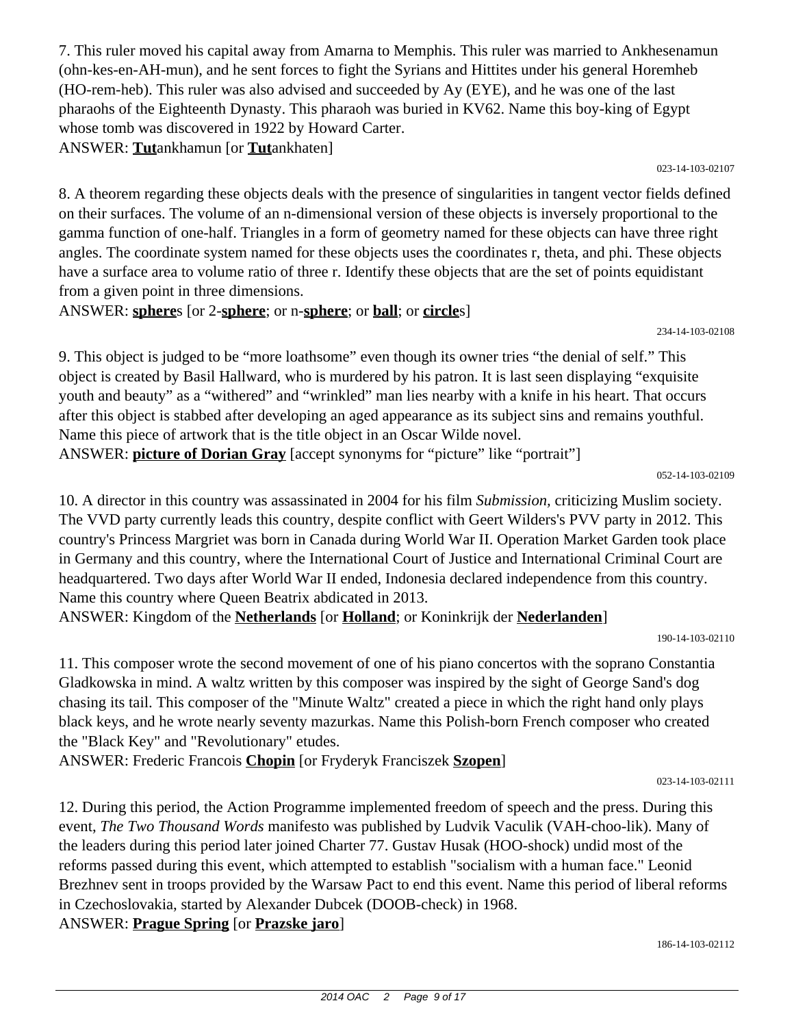7. This ruler moved his capital away from Amarna to Memphis. This ruler was married to Ankhesenamun (ohn-kes-en-AH-mun), and he sent forces to fight the Syrians and Hittites under his general Horemheb (HO-rem-heb). This ruler was also advised and succeeded by Ay (EYE), and he was one of the last pharaohs of the Eighteenth Dynasty. This pharaoh was buried in KV62. Name this boy-king of Egypt whose tomb was discovered in 1922 by Howard Carter.

ANSWER: **Tut**ankhamun [or **Tut**ankhaten]

023-14-103-02107

8. A theorem regarding these objects deals with the presence of singularities in tangent vector fields defined on their surfaces. The volume of an n-dimensional version of these objects is inversely proportional to the gamma function of one-half. Triangles in a form of geometry named for these objects can have three right angles. The coordinate system named for these objects uses the coordinates r, theta, and phi. These objects have a surface area to volume ratio of three r. Identify these objects that are the set of points equidistant from a given point in three dimensions.

ANSWER: **sphere**s [or 2-**sphere**; or n-**sphere**; or **ball**; or **circle**s]

234-14-103-02108

9. This object is judged to be "more loathsome" even though its owner tries "the denial of self." This object is created by Basil Hallward, who is murdered by his patron. It is last seen displaying "exquisite youth and beauty" as a "withered" and "wrinkled" man lies nearby with a knife in his heart. That occurs after this object is stabbed after developing an aged appearance as its subject sins and remains youthful. Name this piece of artwork that is the title object in an Oscar Wilde novel.

ANSWER: **picture of Dorian Gray** [accept synonyms for "picture" like "portrait"]

052-14-103-02109

10. A director in this country was assassinated in 2004 for his film *Submission,* criticizing Muslim society. The VVD party currently leads this country, despite conflict with Geert Wilders's PVV party in 2012. This country's Princess Margriet was born in Canada during World War II. Operation Market Garden took place in Germany and this country, where the International Court of Justice and International Criminal Court are headquartered. Two days after World War II ended, Indonesia declared independence from this country. Name this country where Queen Beatrix abdicated in 2013.

ANSWER: Kingdom of the **Netherlands** [or **Holland**; or Koninkrijk der **Nederlanden**]

190-14-103-02110

11. This composer wrote the second movement of one of his piano concertos with the soprano Constantia Gladkowska in mind. A waltz written by this composer was inspired by the sight of George Sand's dog chasing its tail. This composer of the "Minute Waltz" created a piece in which the right hand only plays black keys, and he wrote nearly seventy mazurkas. Name this Polish-born French composer who created the "Black Key" and "Revolutionary" etudes.

ANSWER: Frederic Francois **Chopin** [or Fryderyk Franciszek **Szopen**]

023-14-103-02111

12. During this period, the Action Programme implemented freedom of speech and the press. During this event, *The Two Thousand Words* manifesto was published by Ludvik Vaculik (VAH-choo-lik). Many of the leaders during this period later joined Charter 77. Gustav Husak (HOO-shock) undid most of the reforms passed during this event, which attempted to establish "socialism with a human face." Leonid Brezhnev sent in troops provided by the Warsaw Pact to end this event. Name this period of liberal reforms in Czechoslovakia, started by Alexander Dubcek (DOOB-check) in 1968.

ANSWER: **Prague Spring** [or **Prazske jaro**]

186-14-103-02112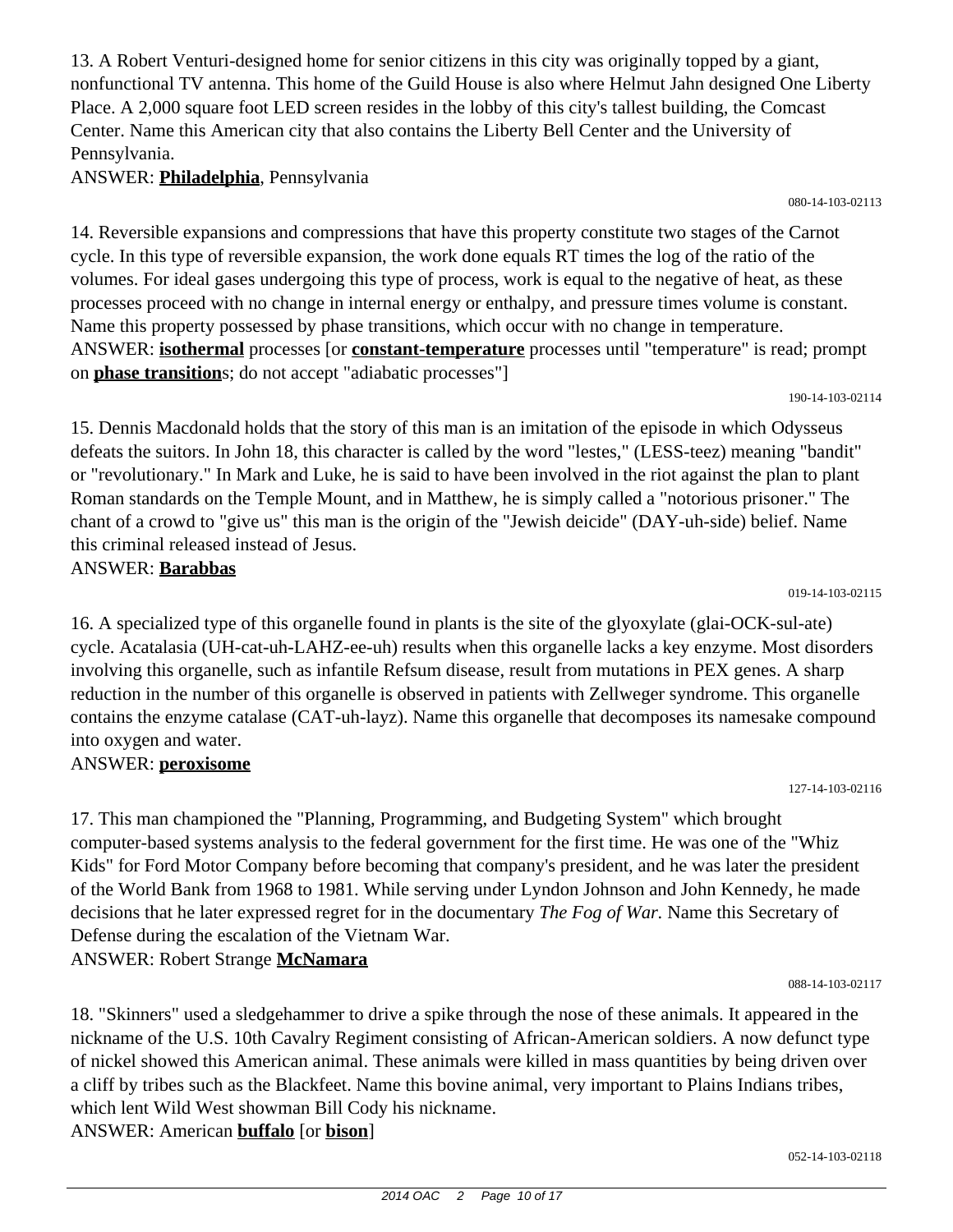13. A Robert Venturi-designed home for senior citizens in this city was originally topped by a giant, nonfunctional TV antenna. This home of the Guild House is also where Helmut Jahn designed One Liberty Place. A 2,000 square foot LED screen resides in the lobby of this city's tallest building, the Comcast Center. Name this American city that also contains the Liberty Bell Center and the University of Pennsylvania.

ANSWER: **Philadelphia**, Pennsylvania

080-14-103-02113

14. Reversible expansions and compressions that have this property constitute two stages of the Carnot cycle. In this type of reversible expansion, the work done equals RT times the log of the ratio of the volumes. For ideal gases undergoing this type of process, work is equal to the negative of heat, as these processes proceed with no change in internal energy or enthalpy, and pressure times volume is constant. Name this property possessed by phase transitions, which occur with no change in temperature.

ANSWER: **isothermal** processes [or **constant-temperature** processes until "temperature" is read; prompt on **phase transition**s; do not accept "adiabatic processes"]

190-14-103-02114

15. Dennis Macdonald holds that the story of this man is an imitation of the episode in which Odysseus defeats the suitors. In John 18, this character is called by the word "lestes," (LESS-teez) meaning "bandit" or "revolutionary." In Mark and Luke, he is said to have been involved in the riot against the plan to plant Roman standards on the Temple Mount, and in Matthew, he is simply called a "notorious prisoner." The chant of a crowd to "give us" this man is the origin of the "Jewish deicide" (DAY-uh-side) belief. Name this criminal released instead of Jesus.

ANSWER: **Barabbas**

019-14-103-02115

16. A specialized type of this organelle found in plants is the site of the glyoxylate (glai-OCK-sul-ate) cycle. Acatalasia (UH-cat-uh-LAHZ-ee-uh) results when this organelle lacks a key enzyme. Most disorders involving this organelle, such as infantile Refsum disease, result from mutations in PEX genes. A sharp reduction in the number of this organelle is observed in patients with Zellweger syndrome. This organelle contains the enzyme catalase (CAT-uh-layz). Name this organelle that decomposes its namesake compound into oxygen and water.

ANSWER: **peroxisome**

127-14-103-02116

17. This man championed the "Planning, Programming, and Budgeting System" which brought computer-based systems analysis to the federal government for the first time. He was one of the "Whiz Kids" for Ford Motor Company before becoming that company's president, and he was later the president of the World Bank from 1968 to 1981. While serving under Lyndon Johnson and John Kennedy, he made decisions that he later expressed regret for in the documentary *The Fog of War.* Name this Secretary of Defense during the escalation of the Vietnam War.

ANSWER: Robert Strange **McNamara**

088-14-103-02117

18. "Skinners" used a sledgehammer to drive a spike through the nose of these animals. It appeared in the nickname of the U.S. 10th Cavalry Regiment consisting of African-American soldiers. A now defunct type of nickel showed this American animal. These animals were killed in mass quantities by being driven over a cliff by tribes such as the Blackfeet. Name this bovine animal, very important to Plains Indians tribes, which lent Wild West showman Bill Cody his nickname.

ANSWER: American **buffalo** [or **bison**]

052-14-103-02118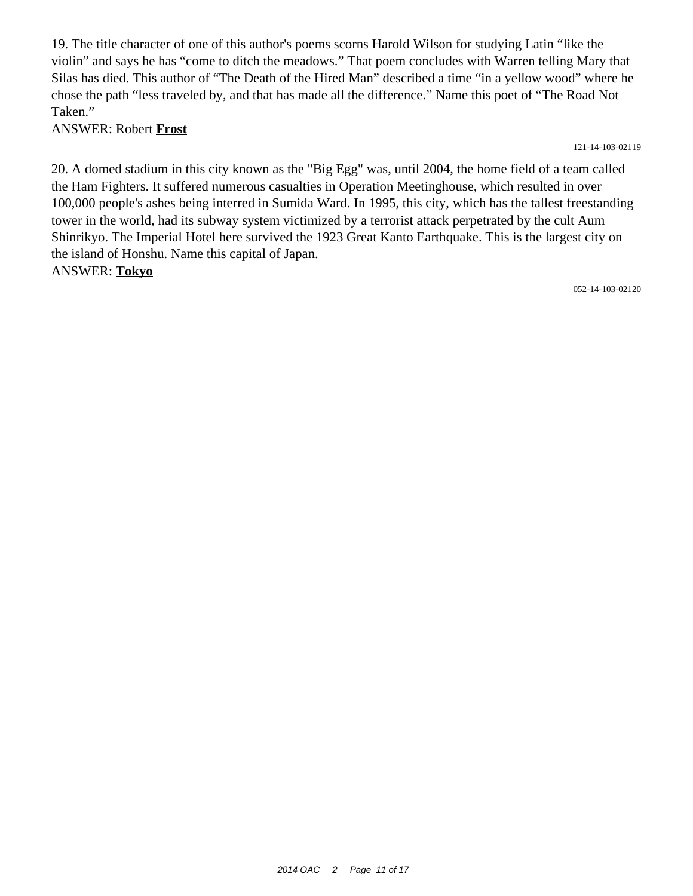19. The title character of one of this author's poems scorns Harold Wilson for studying Latin "like the violin" and says he has "come to ditch the meadows." That poem concludes with Warren telling Mary that Silas has died. This author of "The Death of the Hired Man" described a time "in a yellow wood" where he chose the path "less traveled by, and that has made all the difference." Name this poet of "The Road Not Taken."

ANSWER: Robert **Frost**

121-14-103-02119

20. A domed stadium in this city known as the "Big Egg" was, until 2004, the home field of a team called the Ham Fighters. It suffered numerous casualties in Operation Meetinghouse, which resulted in over 100,000 people's ashes being interred in Sumida Ward. In 1995, this city, which has the tallest freestanding tower in the world, had its subway system victimized by a terrorist attack perpetrated by the cult Aum Shinrikyo. The Imperial Hotel here survived the 1923 Great Kanto Earthquake. This is the largest city on the island of Honshu. Name this capital of Japan.

ANSWER: **Tokyo**

052-14-103-02120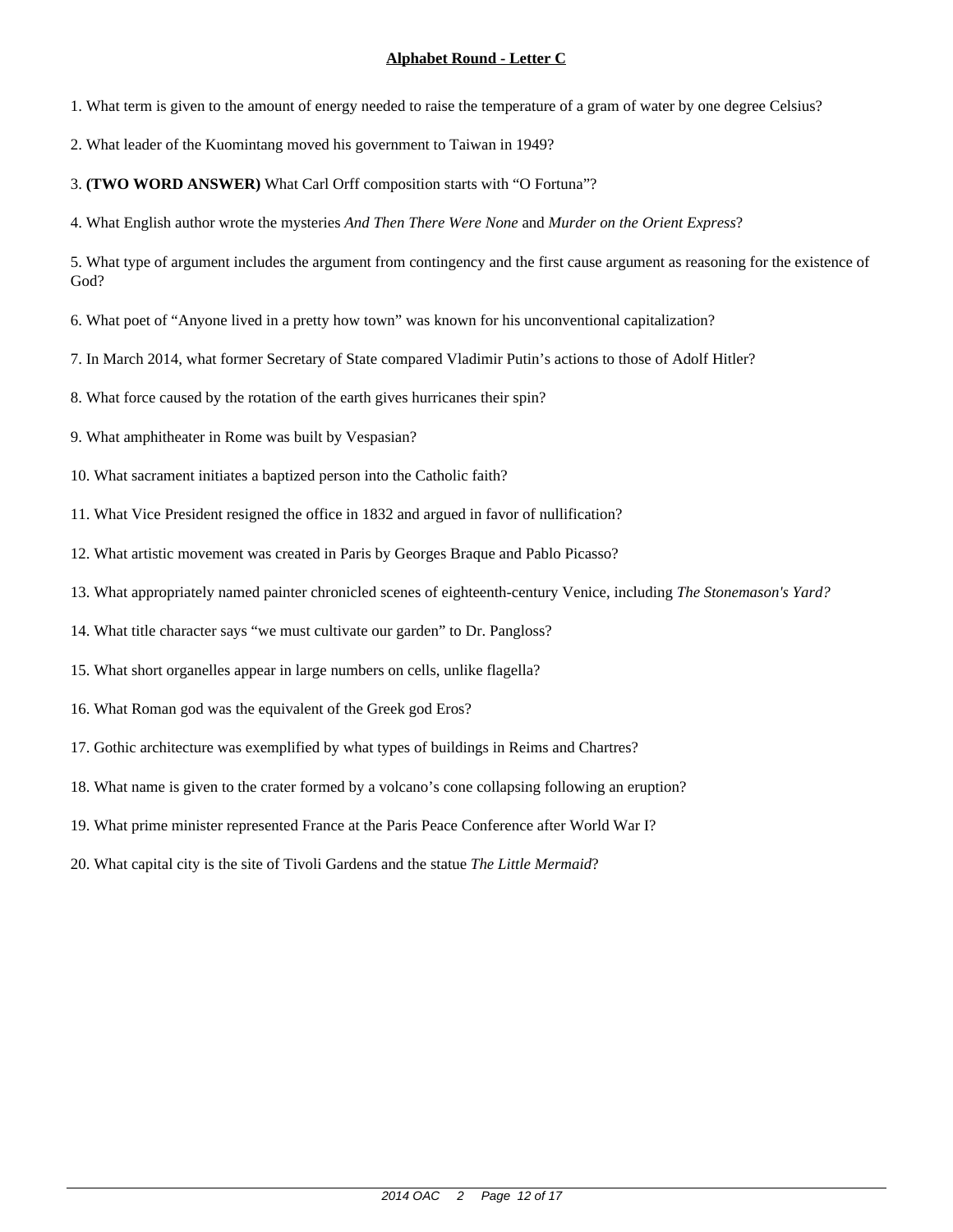**Alphabet Round - Letter C**

1. What term is given to the amount of energy needed to raise the temperature of a gram of water by one degree Celsius?

2. What leader of the Kuomintang moved his government to Taiwan in 1949?

3. **(TWO WORD ANSWER)** What Carl Orff composition starts with "O Fortuna"?

4. What English author wrote the mysteries *And Then There Were None* and *Murder on the Orient Express*?

5. What type of argument includes the argument from contingency and the first cause argument as reasoning for the existence of God?

6. What poet of "Anyone lived in a pretty how town" was known for his unconventional capitalization?

7. In March 2014, what former Secretary of State compared Vladimir Putin's actions to those of Adolf Hitler?

8. What force caused by the rotation of the earth gives hurricanes their spin?

9. What amphitheater in Rome was built by Vespasian?

10. What sacrament initiates a baptized person into the Catholic faith?

11. What Vice President resigned the office in 1832 and argued in favor of nullification?

12. What artistic movement was created in Paris by Georges Braque and Pablo Picasso?

13. What appropriately named painter chronicled scenes of eighteenth-century Venice, including *The Stonemason's Yard?*

14. What title character says "we must cultivate our garden" to Dr. Pangloss?

15. What short organelles appear in large numbers on cells, unlike flagella?

16. What Roman god was the equivalent of the Greek god Eros?

17. Gothic architecture was exemplified by what types of buildings in Reims and Chartres?

18. What name is given to the crater formed by a volcano's cone collapsing following an eruption?

19. What prime minister represented France at the Paris Peace Conference after World War I?

20. What capital city is the site of Tivoli Gardens and the statue *The Little Mermaid*?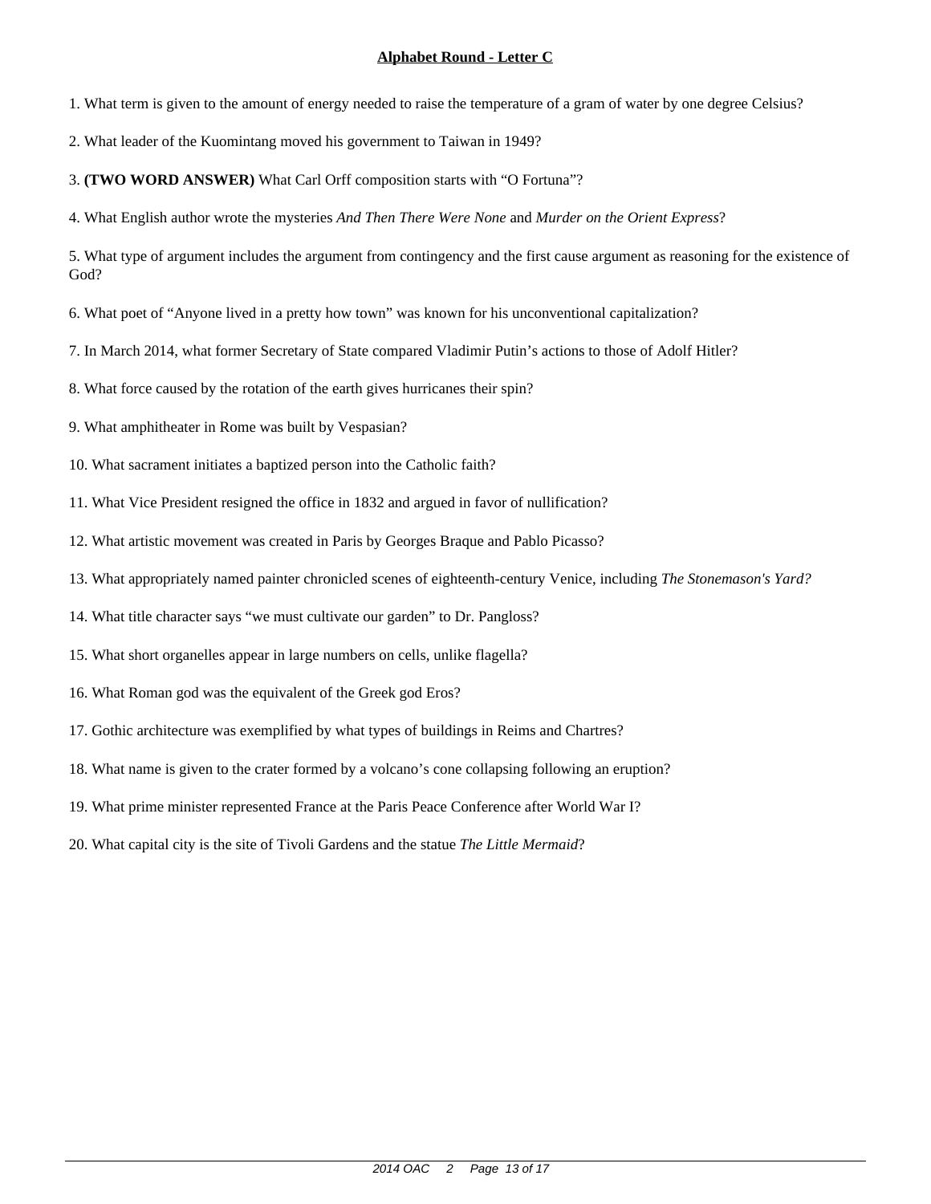**Alphabet Round - Letter C**

1. What term is given to the amount of energy needed to raise the temperature of a gram of water by one degree Celsius?

2. What leader of the Kuomintang moved his government to Taiwan in 1949?

3. **(TWO WORD ANSWER)** What Carl Orff composition starts with "O Fortuna"?

4. What English author wrote the mysteries *And Then There Were None* and *Murder on the Orient Express*?

5. What type of argument includes the argument from contingency and the first cause argument as reasoning for the existence of God?

6. What poet of "Anyone lived in a pretty how town" was known for his unconventional capitalization?

7. In March 2014, what former Secretary of State compared Vladimir Putin's actions to those of Adolf Hitler?

8. What force caused by the rotation of the earth gives hurricanes their spin?

9. What amphitheater in Rome was built by Vespasian?

10. What sacrament initiates a baptized person into the Catholic faith?

11. What Vice President resigned the office in 1832 and argued in favor of nullification?

12. What artistic movement was created in Paris by Georges Braque and Pablo Picasso?

13. What appropriately named painter chronicled scenes of eighteenth-century Venice, including *The Stonemason's Yard?*

14. What title character says "we must cultivate our garden" to Dr. Pangloss?

15. What short organelles appear in large numbers on cells, unlike flagella?

16. What Roman god was the equivalent of the Greek god Eros?

17. Gothic architecture was exemplified by what types of buildings in Reims and Chartres?

18. What name is given to the crater formed by a volcano's cone collapsing following an eruption?

19. What prime minister represented France at the Paris Peace Conference after World War I?

20. What capital city is the site of Tivoli Gardens and the statue *The Little Mermaid*?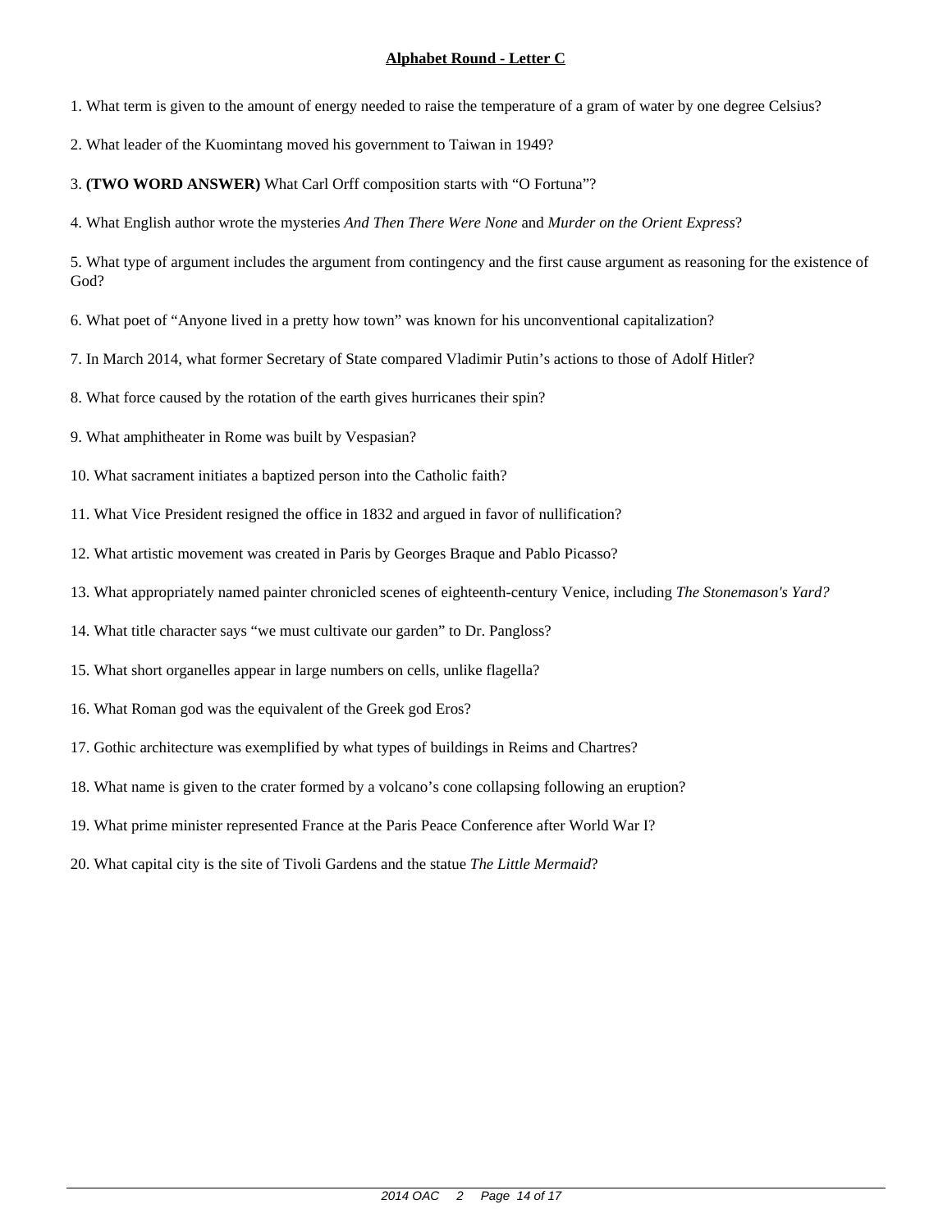**Alphabet Round - Letter C**

1. What term is given to the amount of energy needed to raise the temperature of a gram of water by one degree Celsius?

2. What leader of the Kuomintang moved his government to Taiwan in 1949?

3. **(TWO WORD ANSWER)** What Carl Orff composition starts with "O Fortuna"?

4. What English author wrote the mysteries *And Then There Were None* and *Murder on the Orient Express*?

5. What type of argument includes the argument from contingency and the first cause argument as reasoning for the existence of God?

6. What poet of "Anyone lived in a pretty how town" was known for his unconventional capitalization?

7. In March 2014, what former Secretary of State compared Vladimir Putin's actions to those of Adolf Hitler?

8. What force caused by the rotation of the earth gives hurricanes their spin?

9. What amphitheater in Rome was built by Vespasian?

10. What sacrament initiates a baptized person into the Catholic faith?

11. What Vice President resigned the office in 1832 and argued in favor of nullification?

12. What artistic movement was created in Paris by Georges Braque and Pablo Picasso?

13. What appropriately named painter chronicled scenes of eighteenth-century Venice, including *The Stonemason's Yard?*

14. What title character says "we must cultivate our garden" to Dr. Pangloss?

15. What short organelles appear in large numbers on cells, unlike flagella?

16. What Roman god was the equivalent of the Greek god Eros?

17. Gothic architecture was exemplified by what types of buildings in Reims and Chartres?

18. What name is given to the crater formed by a volcano's cone collapsing following an eruption?

19. What prime minister represented France at the Paris Peace Conference after World War I?

20. What capital city is the site of Tivoli Gardens and the statue *The Little Mermaid*?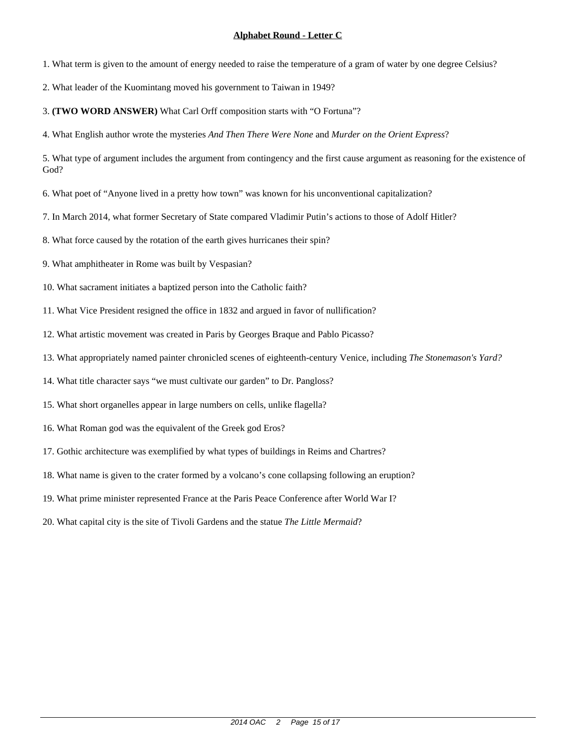**Alphabet Round - Letter C**

1. What term is given to the amount of energy needed to raise the temperature of a gram of water by one degree Celsius?

2. What leader of the Kuomintang moved his government to Taiwan in 1949?

3. **(TWO WORD ANSWER)** What Carl Orff composition starts with "O Fortuna"?

4. What English author wrote the mysteries *And Then There Were None* and *Murder on the Orient Express*?

5. What type of argument includes the argument from contingency and the first cause argument as reasoning for the existence of God?

6. What poet of "Anyone lived in a pretty how town" was known for his unconventional capitalization?

7. In March 2014, what former Secretary of State compared Vladimir Putin's actions to those of Adolf Hitler?

8. What force caused by the rotation of the earth gives hurricanes their spin?

9. What amphitheater in Rome was built by Vespasian?

10. What sacrament initiates a baptized person into the Catholic faith?

11. What Vice President resigned the office in 1832 and argued in favor of nullification?

12. What artistic movement was created in Paris by Georges Braque and Pablo Picasso?

13. What appropriately named painter chronicled scenes of eighteenth-century Venice, including *The Stonemason's Yard?*

14. What title character says "we must cultivate our garden" to Dr. Pangloss?

15. What short organelles appear in large numbers on cells, unlike flagella?

16. What Roman god was the equivalent of the Greek god Eros?

17. Gothic architecture was exemplified by what types of buildings in Reims and Chartres?

18. What name is given to the crater formed by a volcano's cone collapsing following an eruption?

19. What prime minister represented France at the Paris Peace Conference after World War I?

20. What capital city is the site of Tivoli Gardens and the statue *The Little Mermaid*?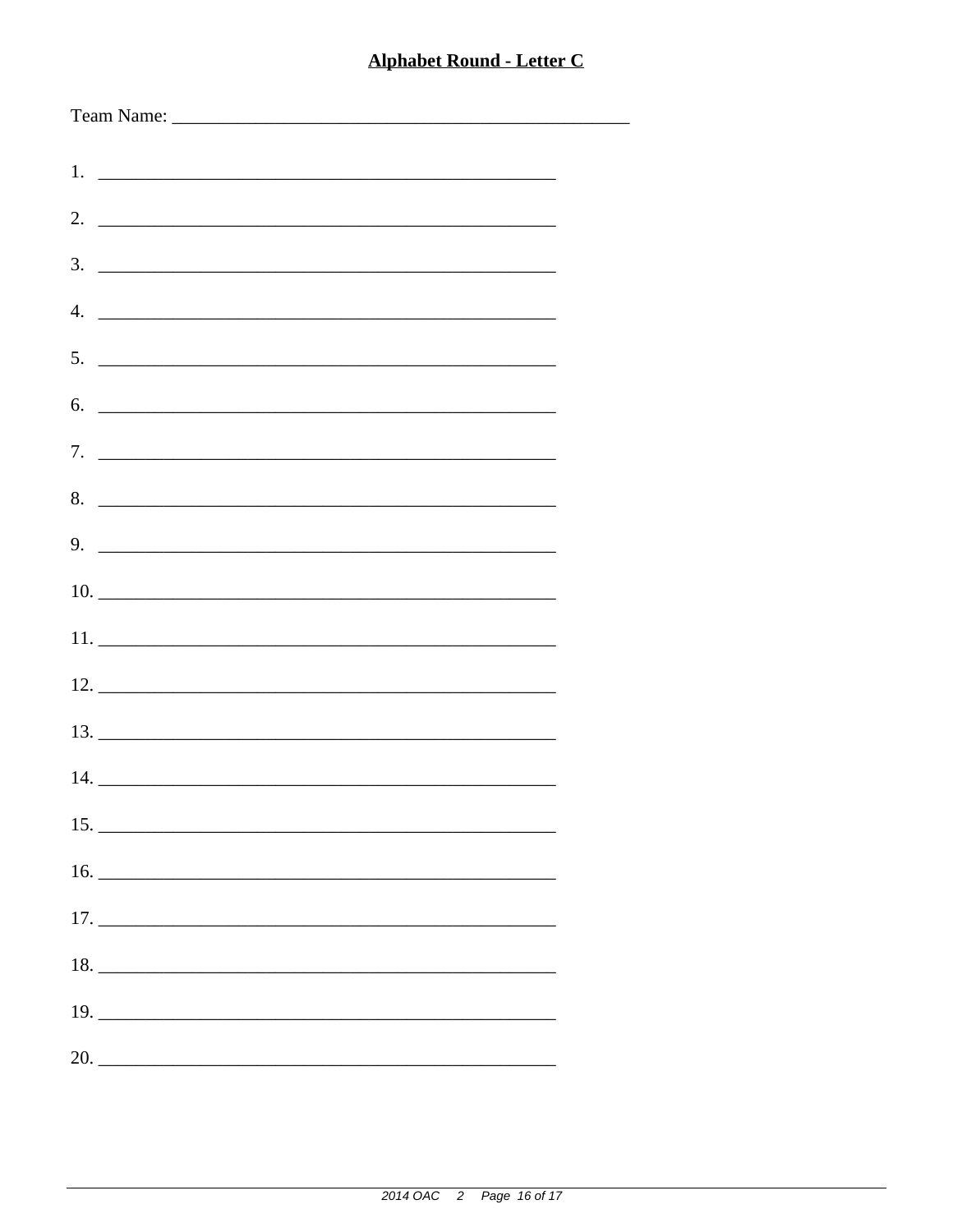## Alphabet Round - Letter C

Team Name: ___________________________________________________

1. ___________________________________________________
2. ___________________________________________________
3. ___________________________________________________
4. ___________________________________________________
5. ___________________________________________________
6. ___________________________________________________
7. ___________________________________________________
8. ___________________________________________________
9. ___________________________________________________
10. ___________________________________________________
11. ___________________________________________________
12. ___________________________________________________
13. ___________________________________________________
14. ___________________________________________________
15. ___________________________________________________
16. ___________________________________________________
17. ___________________________________________________
18. ___________________________________________________
19. ___________________________________________________
20. ___________________________________________________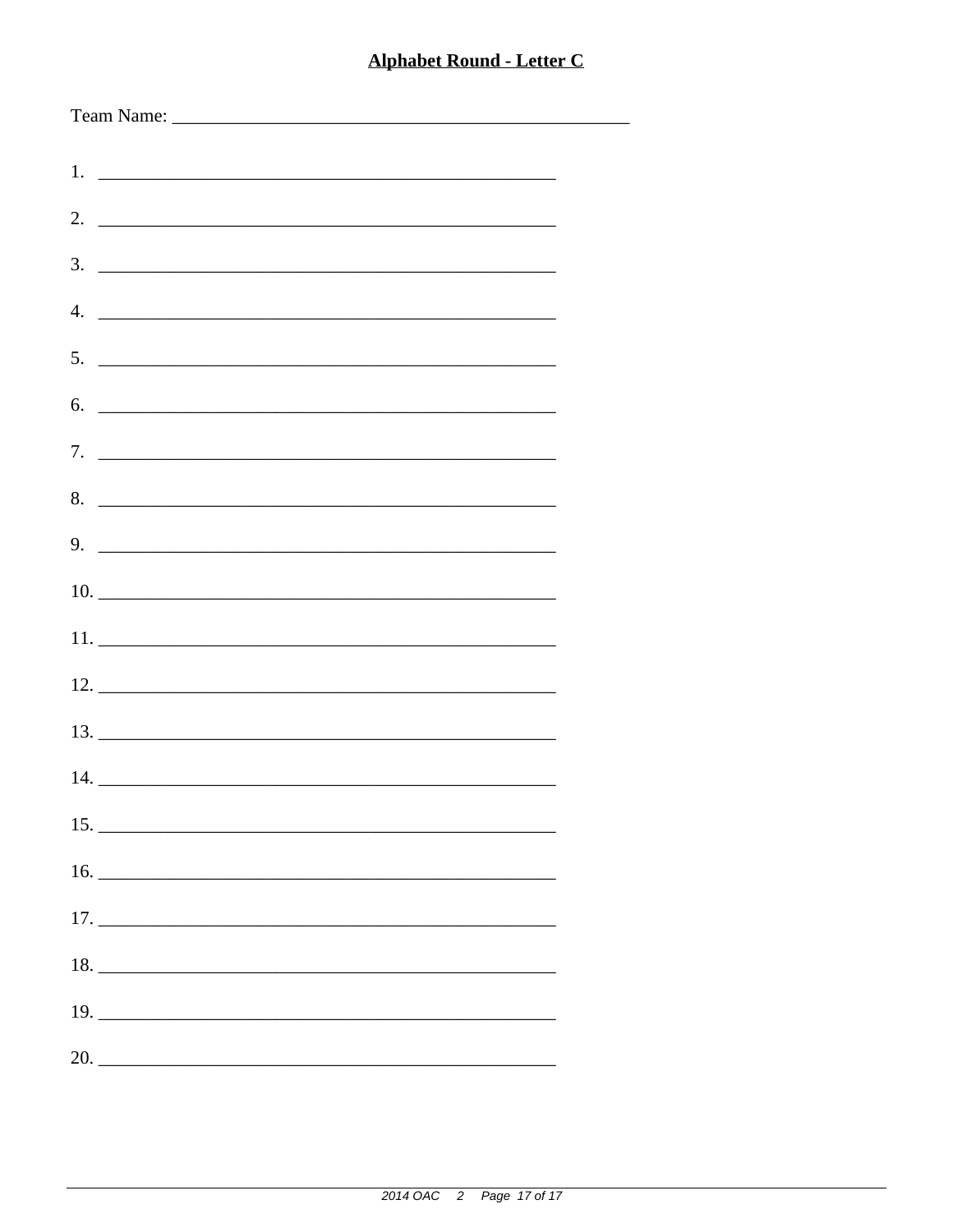## Alphabet Round - Letter C

Team Name: ______________________________________________

1. ______________________________________________
2. ______________________________________________
3. ______________________________________________
4. ______________________________________________
5. ______________________________________________
6. ______________________________________________
7. ______________________________________________
8. ______________________________________________
9. ______________________________________________
10. ______________________________________________
11. ______________________________________________
12. ______________________________________________
13. ______________________________________________
14. ______________________________________________
15. ______________________________________________
16. ______________________________________________
17. ______________________________________________
18. ______________________________________________
19. ______________________________________________
20. ______________________________________________